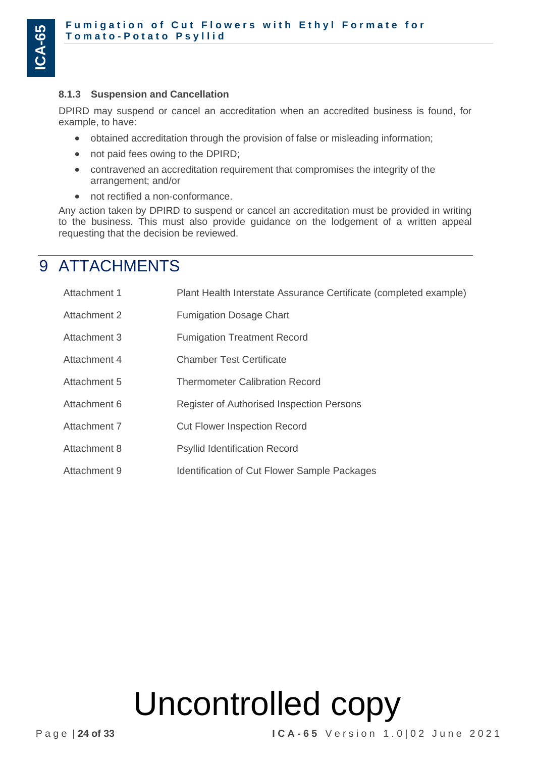### 8.1.3 Suspension and Cancellation

DPIRD may suspend or cancel an accreditation when an accredited business is found, for example, to have:

- obtained accreditation through the provision of false or misleading information;
- not paid fees owing to the DPIRD;
- contravened an accreditation requirement that compromises the integrity of the arrangement; and/or
- not rectified a non-conformance.

Any action taken by DPIRD to suspend or cancel an accreditation must be provided in writing to the business. This must also provide guidance on the lodgement of a written appeal requesting that the decision be reviewed.

# 9 ATTACHMENTS

| | |
|---|---|
| Attachment 1 | Plant Health Interstate Assurance Certificate (completed example) |
| Attachment 2 | Fumigation Dosage Chart |
| Attachment 3 | Fumigation Treatment Record |
| Attachment 4 | Chamber Test Certificate |
| Attachment 5 | Thermometer Calibration Record |
| Attachment 6 | Register of Authorised Inspection Persons |
| Attachment 7 | Cut Flower Inspection Record |
| Attachment 8 | Psyllid Identification Record |
| Attachment 9 | Identification of Cut Flower Sample Packages |

Uncontrolled copy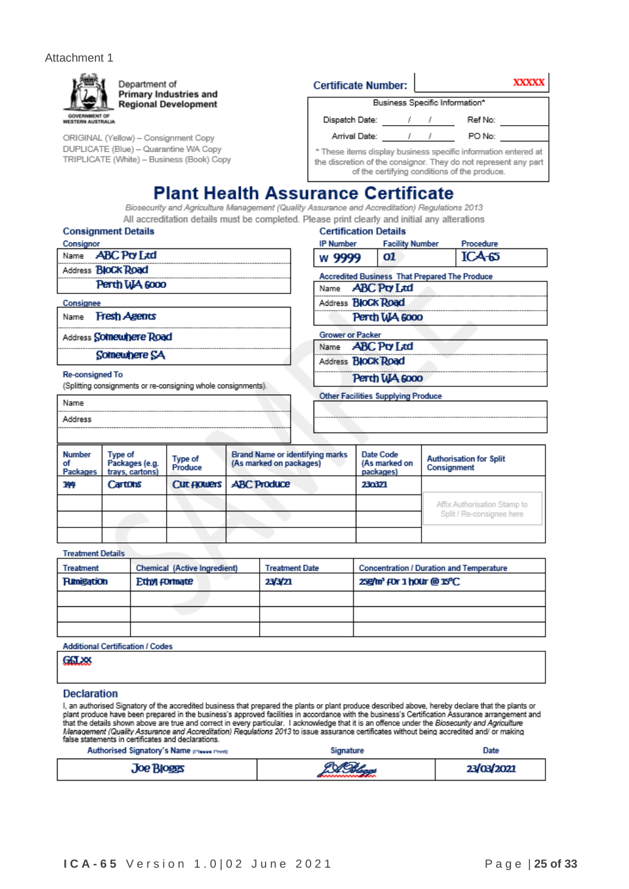Attachment 1

Department of Primary Industries and Regional Development

GOVERNMENT OF WESTERN AUSTRALIA

ORIGINAL (Yellow) – Consignment Copy
DUPLICATE (Blue) – Quarantine WA Copy
TRIPLICATE (White) – Business (Book) Copy

**Certificate Number:** XXXXX

| Business Specific Information* | | | |
|---|---|---|---|
| Dispatch Date: | / / | Ref No: | |
| Arrival Date: | / / | PO No: | |

\* These items display business specific information entered at the discretion of the consignor. They do not represent any part of the certifying conditions of the produce.

# Plant Health Assurance Certificate

*Biosecurity and Agriculture Management (Quality Assurance and Accreditation) Regulations 2013*

All accreditation details must be completed. Please print clearly and initial any alterations

## Consignment Details

**Consignor**

| | |
|---|---|
| Name | ABC Pty Ltd |
| Address | Block Road |
| | Perth WA 6000 |

**Consignee**

| | |
|---|---|
| Name | Fresh Agents |
| Address | Somewhere Road |
| | Somewhere SA |

**Re-consigned To**

(Splitting consignments or re-consigning whole consignments).

| | |
|---|---|
| Name | |
| Address | |

## Certification Details

| IP Number | Facility Number | Procedure |
|---|---|---|
| W 9999 | 01 | ICA-65 |

**Accredited Business That Prepared The Produce**

| | |
|---|---|
| Name | ABC Pty Ltd |
| Address | Block Road |
| | Perth WA 6000 |

**Grower or Packer**

| | |
|---|---|
| Name | ABC Pty Ltd |
| Address | Block Road |
| | Perth WA 6000 |

**Other Facilities Supplying Produce**

| |
|---|
| |
| |

| Number of Packages | Type of Packages (e.g. trays, cartons) | Type of Produce | Brand Name or identifying marks (As marked on packages) | Date Code (As marked on packages) | Authorisation for Split Consignment |
|---|---|---|---|---|---|
| 144 | Cartons | Cut flowers | ABC Produce | 230321 | |
| | | | | | Affix Authorisation Stamp to Split / Re-consignee here |
| | | | | | |
| | | | | | |

**Treatment Details**

| Treatment | Chemical (Active Ingredient) | Treatment Date | Concentration / Duration and Temperature |
|---|---|---|---|
| Fumigation | Ethyl formate | 23/3/21 | 25g/m³ for 1 hour @ 15°C |
| | | | |
| | | | |
| | | | |

**Additional Certification / Codes**

G&LXX

## Declaration

I, an authorised Signatory of the accredited business that prepared the plants or plant produce described above, hereby declare that the plants or plant produce have been prepared in the business's approved facilities in accordance with the business's Certification Assurance arrangement and that the details shown above are true and correct in every particular. I acknowledge that it is an offence under the *Biosecurity and Agriculture Management (Quality Assurance and Accreditation) Regulations 2013* to issue assurance certificates without being accredited and/ or making false statements in certificates and declarations.

| Authorised Signatory's Name (Please Print) | Signature | Date |
|---|---|---|
| Joe Bloggs | JBloggs | 23/03/2021 |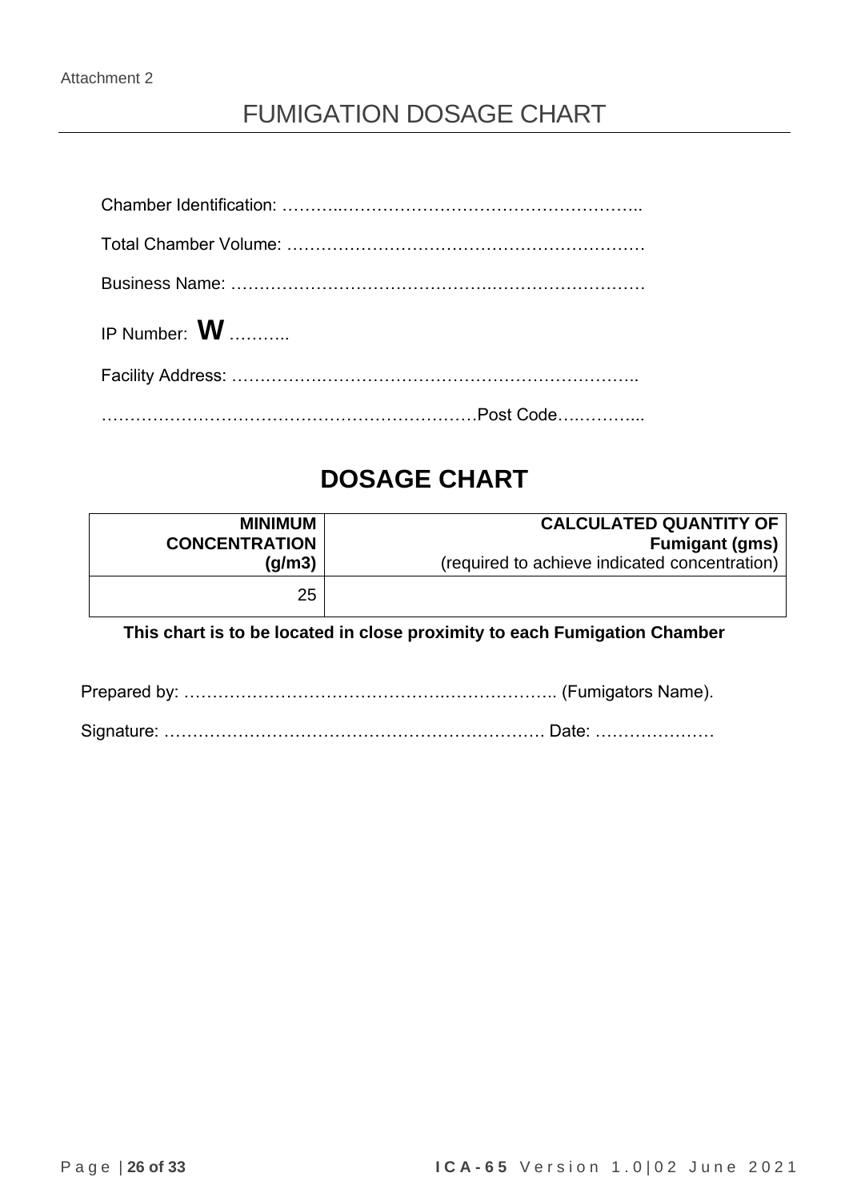Attachment 2

# FUMIGATION DOSAGE CHART

Chamber Identification: ………..……………….……………………………..

Total Chamber Volume: ………………………………………………………

Business Name: ……………………………………….………………………

IP Number: **W** ………..

Facility Address: ……………….……………………………………………..

…………………………………………………………Post Code….………...

## DOSAGE CHART

| **MINIMUM CONCENTRATION (g/m3)** | **CALCULATED QUANTITY OF Fumigant (gms)** (required to achieve indicated concentration) |
|---|---|
| 25 | |

**This chart is to be located in close proximity to each Fumigation Chamber**

Prepared by: ………………………………………….……………….. (Fumigators Name).

Signature: ………….…………………………………………………. Date: …………………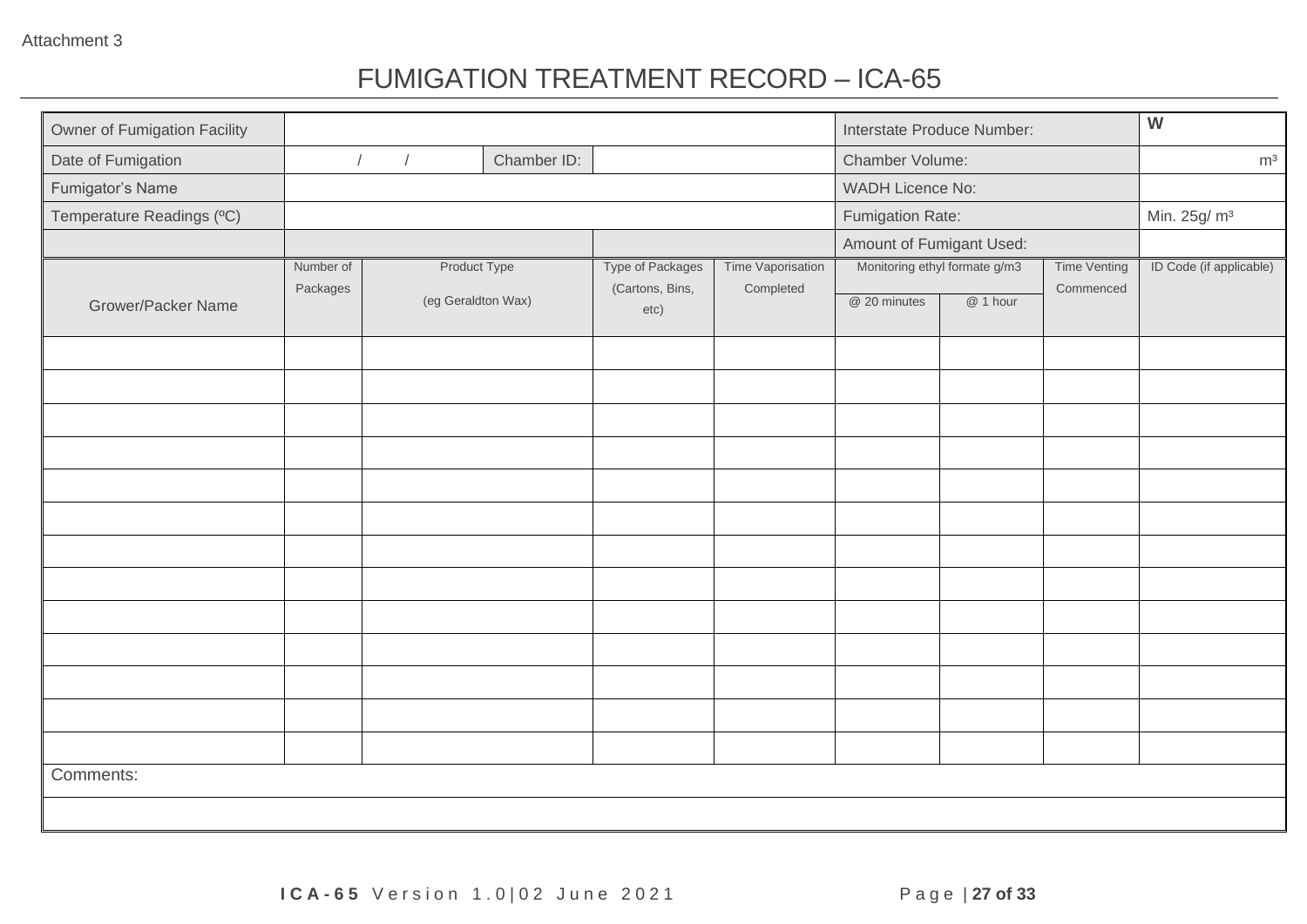Attachment 3

# FUMIGATION TREATMENT RECORD – ICA-65

| Owner of Fumigation Facility | | | | | Interstate Produce Number: | | | W |
|---|---|---|---|---|---|---|---|---|
| Date of Fumigation | / / | Chamber ID: | | | Chamber Volume: | | | $m^3$ |
| Fumigator's Name | | | | | WADH Licence No: | | | |
| Temperature Readings (ºC) | | | | | Fumigation Rate: | | | Min. 25g/ $m^3$ |
| | | | | | Amount of Fumigant Used: | | | |
| Grower/Packer Name | Number of Packages | Product Type (eg Geraldton Wax) | Type of Packages (Cartons, Bins, etc) | Time Vaporisation Completed | Monitoring ethyl formate g/m3 | | Time Venting Commenced | ID Code (if applicable) |
| | | | | | @ 20 minutes | @ 1 hour | | |
| | | | | | | | | |
| | | | | | | | | |
| | | | | | | | | |
| | | | | | | | | |
| | | | | | | | | |
| | | | | | | | | |
| | | | | | | | | |
| | | | | | | | | |
| | | | | | | | | |
| | | | | | | | | |
| | | | | | | | | |
| | | | | | | | | |
| | | | | | | | | |
| Comments: | | | | | | | | |
| | | | | | | | | |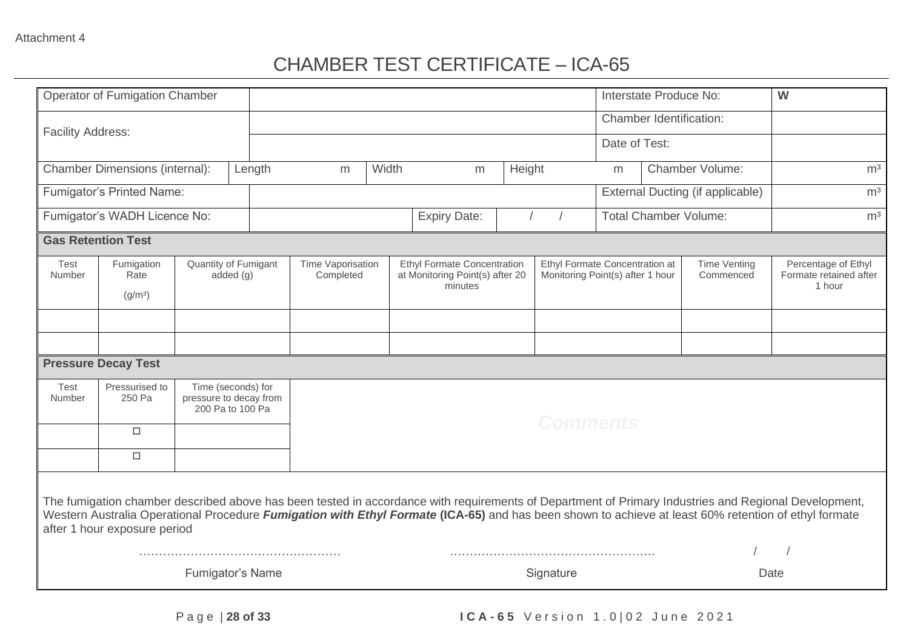Attachment 4

# CHAMBER TEST CERTIFICATE – ICA-65

| | | | |
|---|---|---|---|
| Operator of Fumigation Chamber | | Interstate Produce No: | W |
| Facility Address: | | Chamber Identification: | |
| | | Date of Test: | |
| Chamber Dimensions (internal): | Length m Width m Height m | Chamber Volume: | m³ |
| Fumigator's Printed Name: | | External Ducting (if applicable) | m³ |
| Fumigator's WADH Licence No: | Expiry Date: / / | Total Chamber Volume: | m³ |

**Gas Retention Test**

| Test Number | Fumigation Rate (g/m³) | Quantity of Fumigant added (g) | Time Vaporisation Completed | Ethyl Formate Concentration at Monitoring Point(s) after 20 minutes | Ethyl Formate Concentration at Monitoring Point(s) after 1 hour | Time Venting Commenced | Percentage of Ethyl Formate retained after 1 hour |
|---|---|---|---|---|---|---|---|
| | | | | | | | |
| | | | | | | | |

**Pressure Decay Test**

| Test Number | Pressurised to 250 Pa | Time (seconds) for pressure to decay from 200 Pa to 100 Pa | Comments |
|---|---|---|---|
| | ☐ | | |
| | ☐ | | |

The fumigation chamber described above has been tested in accordance with requirements of Department of Primary Industries and Regional Development, Western Australia Operational Procedure ***Fumigation with Ethyl Formate* (ICA-65)** and has been shown to achieve at least 60% retention of ethyl formate after 1 hour exposure period

| ………………………………………… | ………………………………………… | / / |
|---|---|---|
| Fumigator's Name | Signature | Date |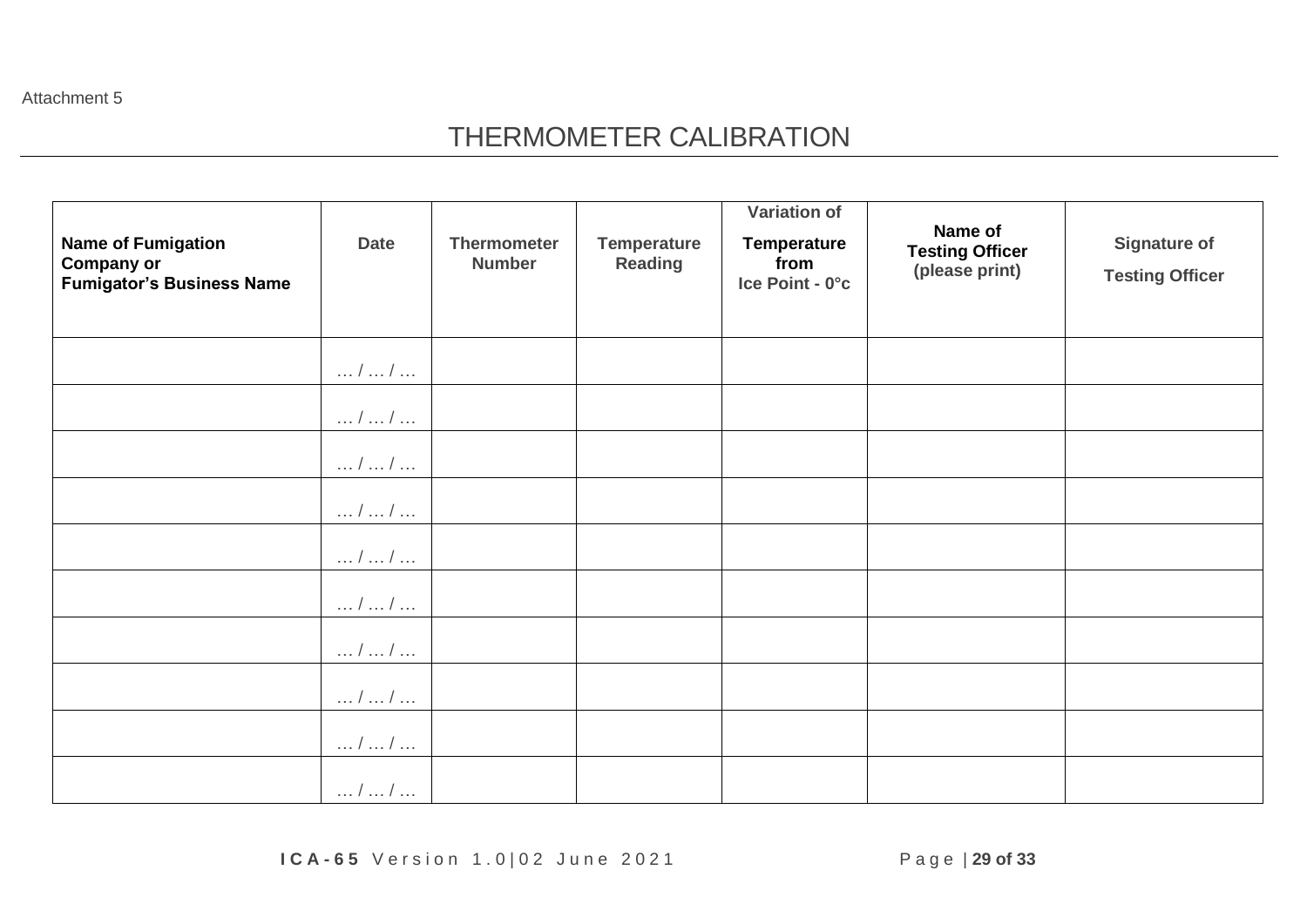Attachment 5

# THERMOMETER CALIBRATION

| Name of Fumigation Company or Fumigator's Business Name | Date | Thermometer Number | Temperature Reading | Variation of Temperature from Ice Point - 0°c | Name of Testing Officer (please print) | Signature of Testing Officer |
|---|---|---|---|---|---|---|
| | … / … / … | | | | | |
| | … / … / … | | | | | |
| | … / … / … | | | | | |
| | … / … / … | | | | | |
| | … / … / … | | | | | |
| | … / … / … | | | | | |
| | … / … / … | | | | | |
| | … / … / … | | | | | |
| | … / … / … | | | | | |
| | … / … / … | | | | | |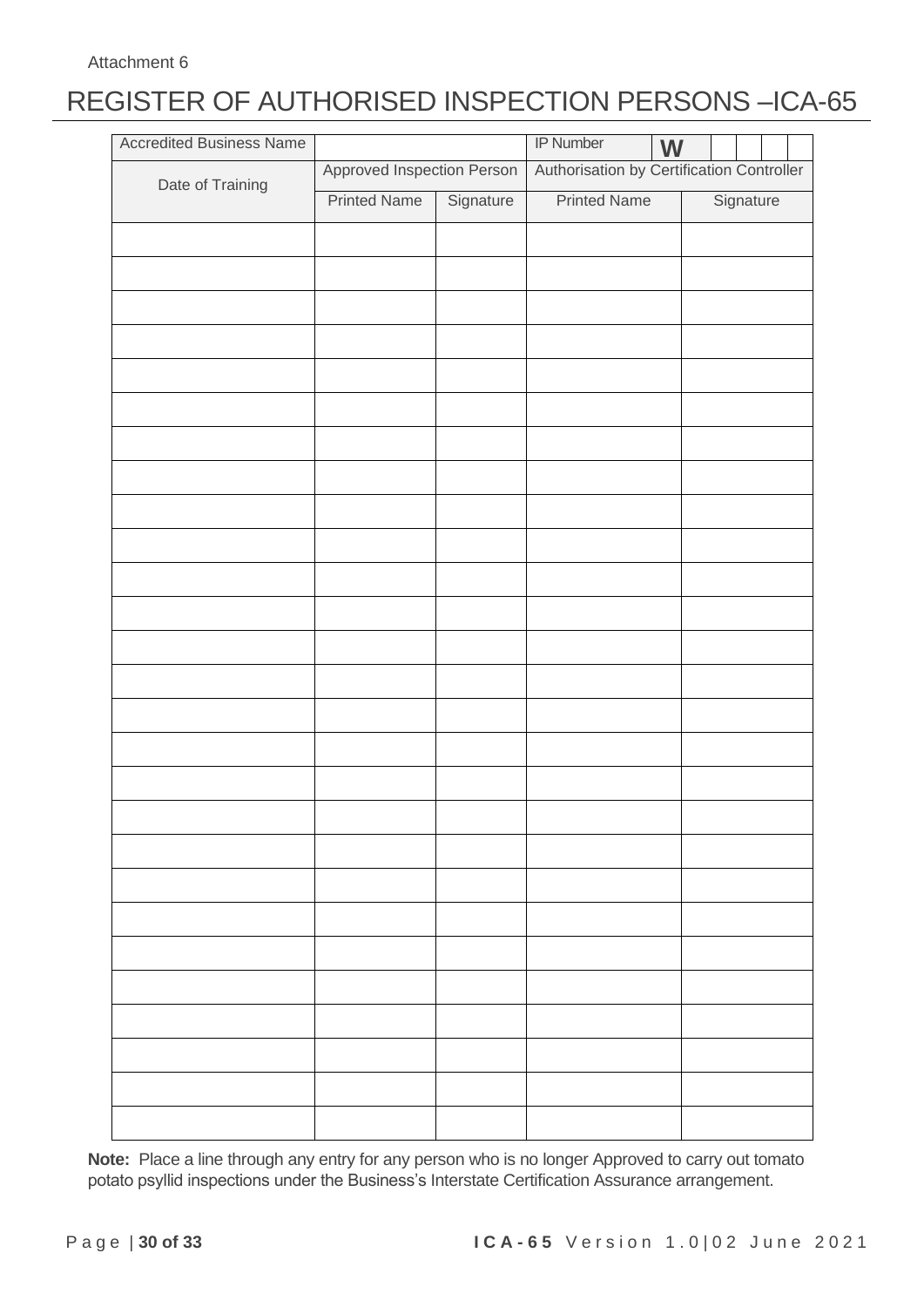Attachment 6

# REGISTER OF AUTHORISED INSPECTION PERSONS –ICA-65

| Accredited Business Name | | | IP Number W | |
|---|---|---|---|---|
| Date of Training | Approved Inspection Person | | Authorisation by Certification Controller | |
| | Printed Name | Signature | Printed Name | Signature |
| | | | | |
| | | | | |
| | | | | |
| | | | | |
| | | | | |
| | | | | |
| | | | | |
| | | | | |
| | | | | |
| | | | | |
| | | | | |
| | | | | |
| | | | | |
| | | | | |
| | | | | |
| | | | | |
| | | | | |
| | | | | |
| | | | | |
| | | | | |
| | | | | |
| | | | | |
| | | | | |
| | | | | |
| | | | | |
| | | | | |
| | | | | |

**Note:** Place a line through any entry for any person who is no longer Approved to carry out tomato potato psyllid inspections under the Business's Interstate Certification Assurance arrangement.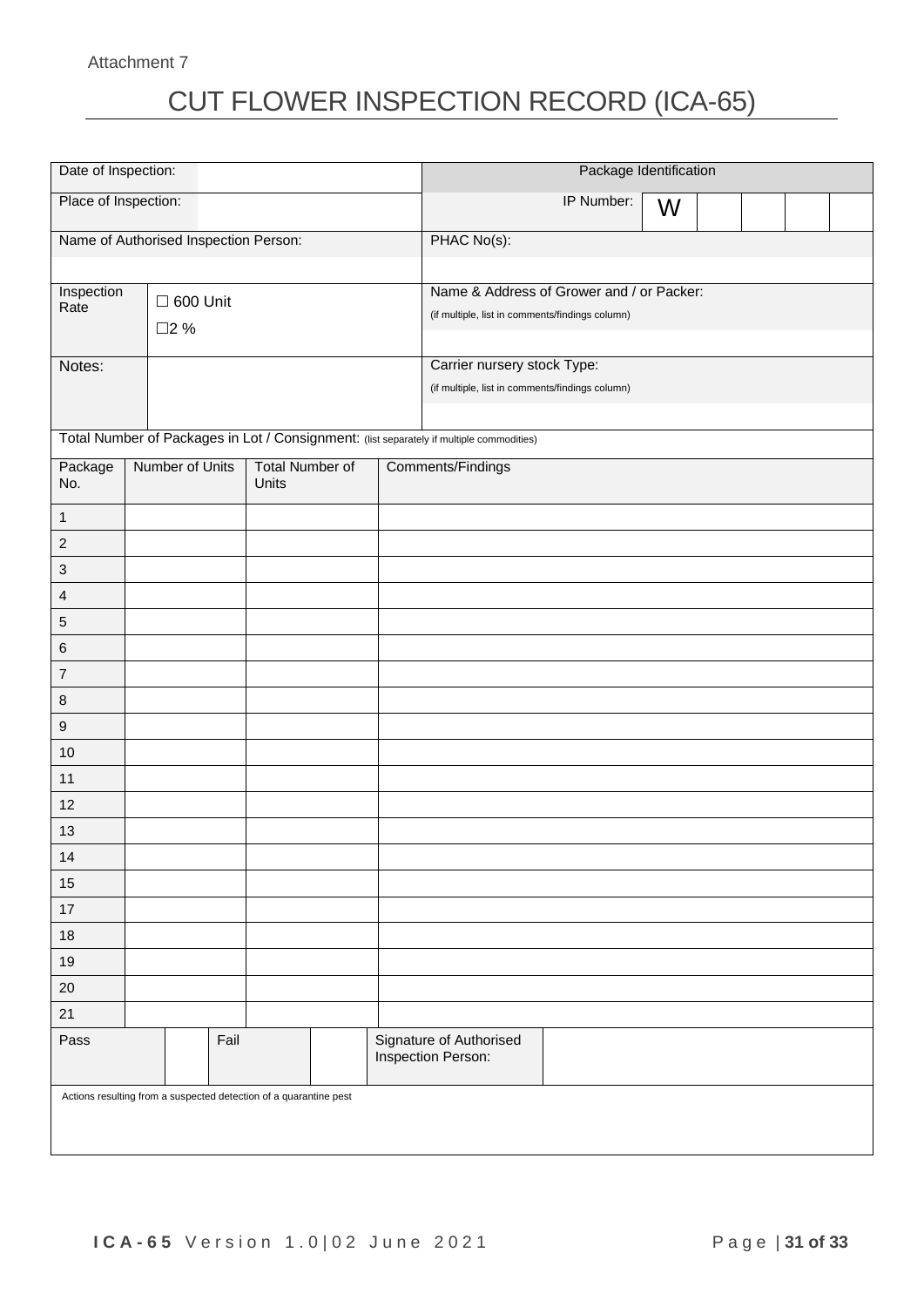Attachment 7

# CUT FLOWER INSPECTION RECORD (ICA-65)

| Date of Inspection: | | Package Identification |
|---|---|---|
| Place of Inspection: | | IP Number: W |
| Name of Authorised Inspection Person: | | PHAC No(s): |
| Inspection Rate | ☐ 600 Unit<br>☐2 % | Name & Address of Grower and / or Packer:<br>(if multiple, list in comments/findings column) |
| Notes: | | Carrier nursery stock Type:<br>(if multiple, list in comments/findings column) |

Total Number of Packages in Lot / Consignment: (list separately if multiple commodities)

| Package No. | Number of Units | Total Number of Units | Comments/Findings |
|---|---|---|---|
| 1 | | | |
| 2 | | | |
| 3 | | | |
| 4 | | | |
| 5 | | | |
| 6 | | | |
| 7 | | | |
| 8 | | | |
| 9 | | | |
| 10 | | | |
| 11 | | | |
| 12 | | | |
| 13 | | | |
| 14 | | | |
| 15 | | | |
| 17 | | | |
| 18 | | | |
| 19 | | | |
| 20 | | | |
| 21 | | | |

| Pass | | Fail | | Signature of Authorised Inspection Person: | |
|---|---|---|---|---|---|

Actions resulting from a suspected detection of a quarantine pest

ICA-65 Version 1.0|02 June 2021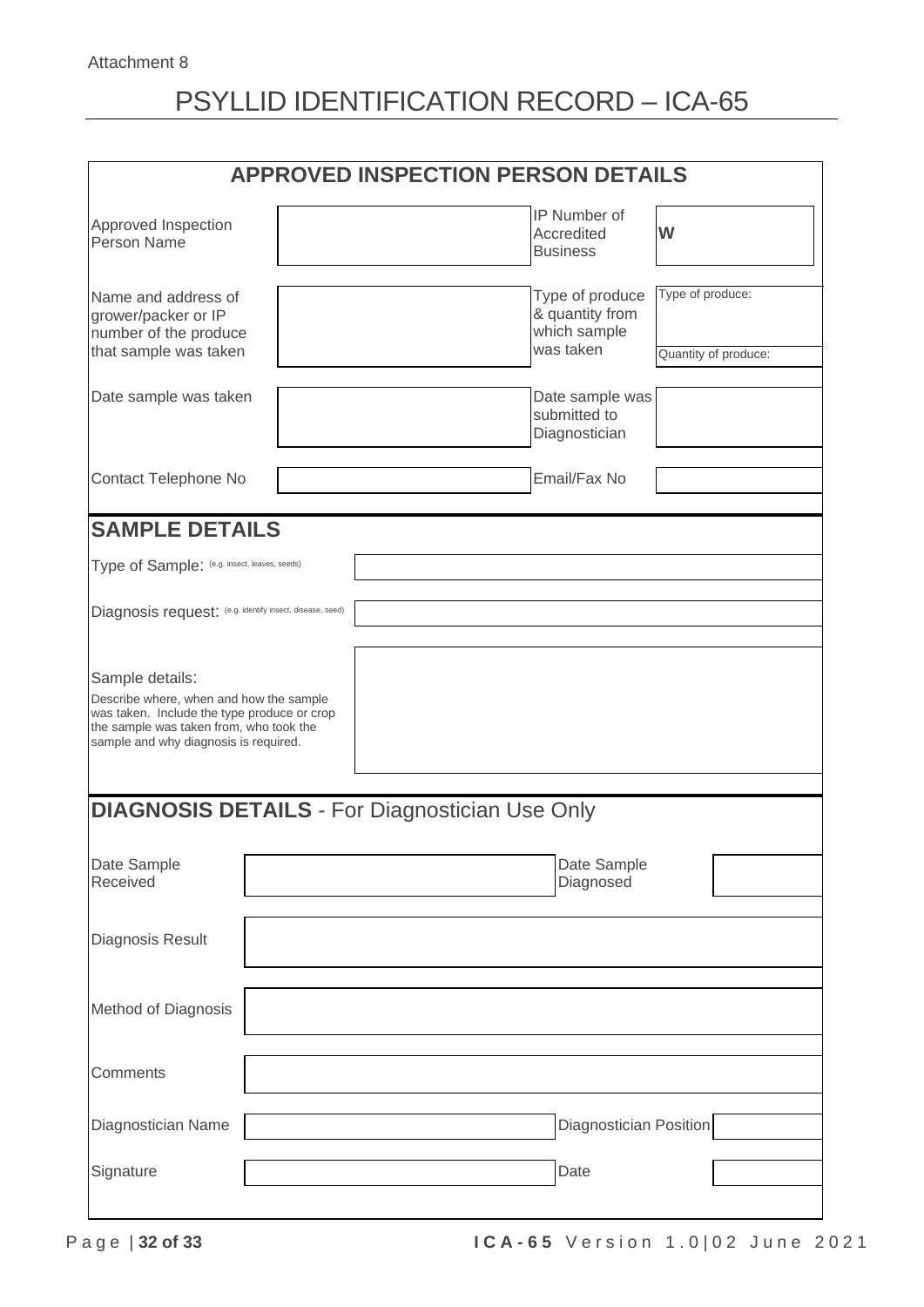Attachment 8

# PSYLLID IDENTIFICATION RECORD – ICA-65

## APPROVED INSPECTION PERSON DETAILS

| | | | |
|---|---|---|---|
| Approved Inspection Person Name | | IP Number of Accredited Business | W |
| Name and address of grower/packer or IP number of the produce that sample was taken | | Type of produce & quantity from which sample was taken | Type of produce: <br> Quantity of produce: |
| Date sample was taken | | Date sample was submitted to Diagnostician | |
| Contact Telephone No | | Email/Fax No | |

## SAMPLE DETAILS

| | |
|---|---|
| Type of Sample: (e.g. insect, leaves, seeds) | |
| Diagnosis request: (e.g. identify insect, disease, seed) | |
| Sample details: <br> Describe where, when and how the sample was taken. Include the type produce or crop the sample was taken from, who took the sample and why diagnosis is required. | |

## DIAGNOSIS DETAILS - For Diagnostician Use Only

| | | | |
|---|---|---|---|
| Date Sample Received | | Date Sample Diagnosed | |
| Diagnosis Result | | | |
| Method of Diagnosis | | | |
| Comments | | | |
| Diagnostician Name | | Diagnostician Position | |
| Signature | | Date | |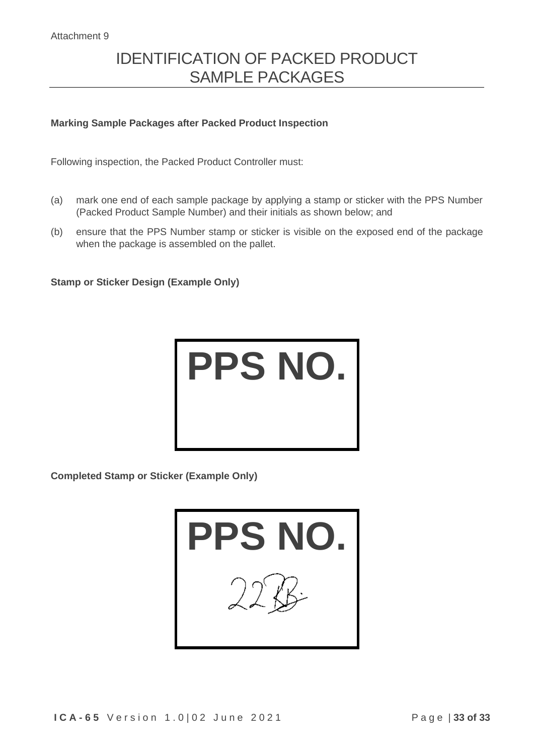Attachment 9

# IDENTIFICATION OF PACKED PRODUCT SAMPLE PACKAGES

**Marking Sample Packages after Packed Product Inspection**

Following inspection, the Packed Product Controller must:

(a) mark one end of each sample package by applying a stamp or sticker with the PPS Number (Packed Product Sample Number) and their initials as shown below; and

(b) ensure that the PPS Number stamp or sticker is visible on the exposed end of the package when the package is assembled on the pallet.

**Stamp or Sticker Design (Example Only)**

PPS NO.

**Completed Stamp or Sticker (Example Only)**

PPS NO.

22 RB.